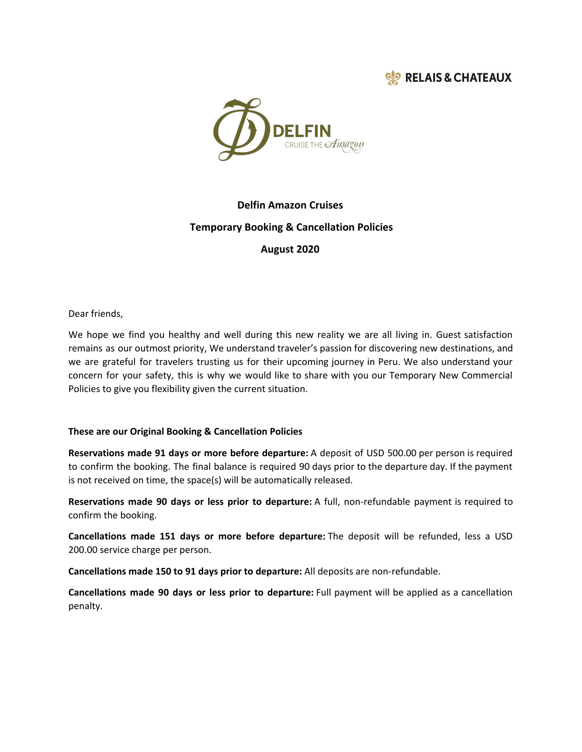RELAIS & CHATEAUX

DELFIN

CRUISE THE Amazon

**Delfin Amazon Cruises**

**Temporary Booking & Cancellation Policies**

**August 2020**

Dear friends,

We hope we find you healthy and well during this new reality we are all living in. Guest satisfaction remains as our outmost priority, We understand traveler's passion for discovering new destinations, and we are grateful for travelers trusting us for their upcoming journey in Peru. We also understand your concern for your safety, this is why we would like to share with you our Temporary New Commercial Policies to give you flexibility given the current situation.

**These are our Original Booking & Cancellation Policies**

**Reservations made 91 days or more before departure:** A deposit of USD 500.00 per person is required to confirm the booking. The final balance is required 90 days prior to the departure day. If the payment is not received on time, the space(s) will be automatically released.

**Reservations made 90 days or less prior to departure:** A full, non-refundable payment is required to confirm the booking.

**Cancellations made 151 days or more before departure:** The deposit will be refunded, less a USD 200.00 service charge per person.

**Cancellations made 150 to 91 days prior to departure:** All deposits are non-refundable.

**Cancellations made 90 days or less prior to departure:** Full payment will be applied as a cancellation penalty.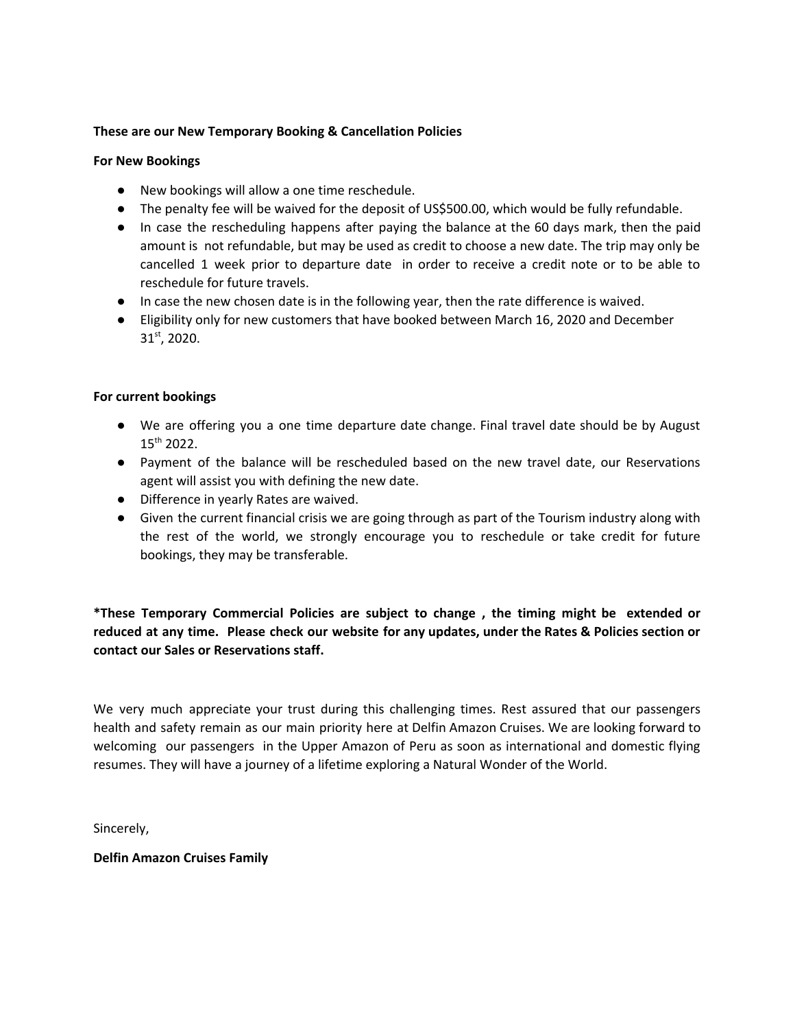**These are our New Temporary Booking & Cancellation Policies**

**For New Bookings**

- New bookings will allow a one time reschedule.
- The penalty fee will be waived for the deposit of US$500.00, which would be fully refundable.
- In case the rescheduling happens after paying the balance at the 60 days mark, then the paid amount is not refundable, but may be used as credit to choose a new date. The trip may only be cancelled 1 week prior to departure date in order to receive a credit note or to be able to reschedule for future travels.
- In case the new chosen date is in the following year, then the rate difference is waived.
- Eligibility only for new customers that have booked between March 16, 2020 and December 31st, 2020.

**For current bookings**

- We are offering you a one time departure date change. Final travel date should be by August 15th 2022.
- Payment of the balance will be rescheduled based on the new travel date, our Reservations agent will assist you with defining the new date.
- Difference in yearly Rates are waived.
- Given the current financial crisis we are going through as part of the Tourism industry along with the rest of the world, we strongly encourage you to reschedule or take credit for future bookings, they may be transferable.

***These Temporary Commercial Policies are subject to change , the timing might be extended or reduced at any time. Please check our website for any updates, under the Rates & Policies section or contact our Sales or Reservations staff.**

We very much appreciate your trust during this challenging times. Rest assured that our passengers health and safety remain as our main priority here at Delfin Amazon Cruises. We are looking forward to welcoming our passengers in the Upper Amazon of Peru as soon as international and domestic flying resumes. They will have a journey of a lifetime exploring a Natural Wonder of the World.

Sincerely,

**Delfin Amazon Cruises Family**